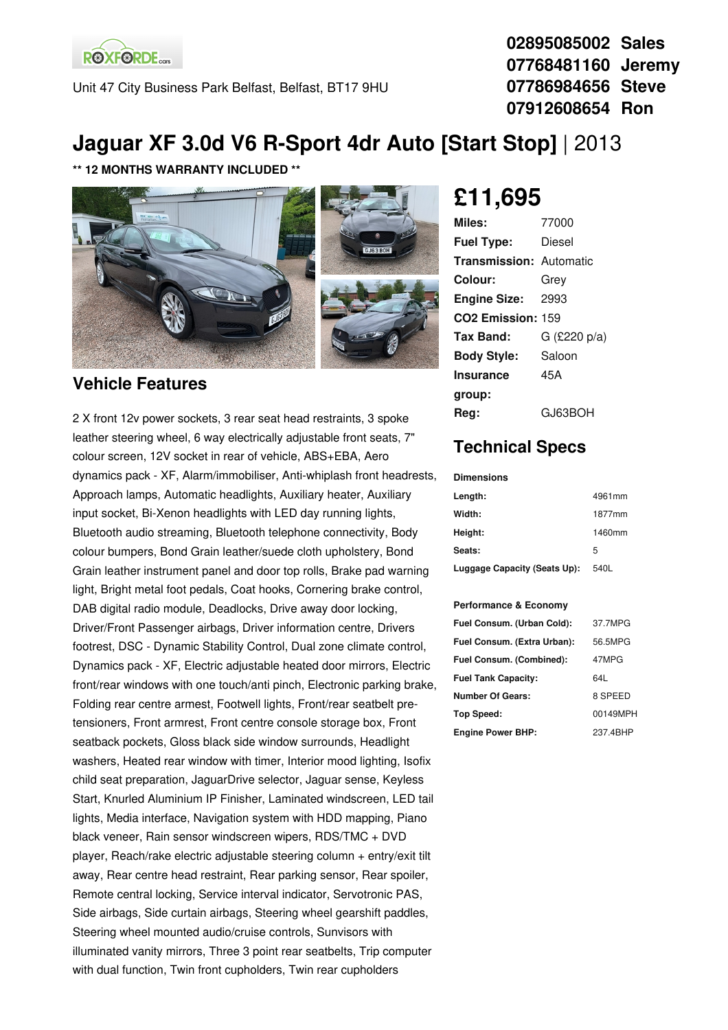Unit 47 City Business Park Belfast, Belfast, BT17 9HU

**02895085002 Sales**
**07768481160 Jeremy**
**07786984656 Steve**
**07912608654 Ron**

# Jaguar XF 3.0d V6 R-Sport 4dr Auto [Start Stop] | 2013

**\*\* 12 MONTHS WARRANTY INCLUDED \*\***

## £11,695

| | |
|---|---|
| **Miles:** | 77000 |
| **Fuel Type:** | Diesel |
| **Transmission:** | Automatic |
| **Colour:** | Grey |
| **Engine Size:** | 2993 |
| **CO2 Emission:** | 159 |
| **Tax Band:** | G (£220 p/a) |
| **Body Style:** | Saloon |
| **Insurance group:** | 45A |
| **Reg:** | GJ63BOH |

## Vehicle Features

2 X front 12v power sockets, 3 rear seat head restraints, 3 spoke leather steering wheel, 6 way electrically adjustable front seats, 7" colour screen, 12V socket in rear of vehicle, ABS+EBA, Aero dynamics pack - XF, Alarm/immobiliser, Anti-whiplash front headrests, Approach lamps, Automatic headlights, Auxiliary heater, Auxiliary input socket, Bi-Xenon headlights with LED day running lights, Bluetooth audio streaming, Bluetooth telephone connectivity, Body colour bumpers, Bond Grain leather/suede cloth upholstery, Bond Grain leather instrument panel and door top rolls, Brake pad warning light, Bright metal foot pedals, Coat hooks, Cornering brake control, DAB digital radio module, Deadlocks, Drive away door locking, Driver/Front Passenger airbags, Driver information centre, Drivers footrest, DSC - Dynamic Stability Control, Dual zone climate control, Dynamics pack - XF, Electric adjustable heated door mirrors, Electric front/rear windows with one touch/anti pinch, Electronic parking brake, Folding rear centre armest, Footwell lights, Front/rear seatbelt pre-tensioners, Front armrest, Front centre console storage box, Front seatback pockets, Gloss black side window surrounds, Headlight washers, Heated rear window with timer, Interior mood lighting, Isofix child seat preparation, JaguarDrive selector, Jaguar sense, Keyless Start, Knurled Aluminium IP Finisher, Laminated windscreen, LED tail lights, Media interface, Navigation system with HDD mapping, Piano black veneer, Rain sensor windscreen wipers, RDS/TMC + DVD player, Reach/rake electric adjustable steering column + entry/exit tilt away, Rear centre head restraint, Rear parking sensor, Rear spoiler, Remote central locking, Service interval indicator, Servotronic PAS, Side airbags, Side curtain airbags, Steering wheel gearshift paddles, Steering wheel mounted audio/cruise controls, Sunvisors with illuminated vanity mirrors, Three 3 point rear seatbelts, Trip computer with dual function, Twin front cupholders, Twin rear cupholders

## Technical Specs

**Dimensions**

| | |
|---|---|
| **Length:** | 4961mm |
| **Width:** | 1877mm |
| **Height:** | 1460mm |
| **Seats:** | 5 |
| **Luggage Capacity (Seats Up):** | 540L |

**Performance & Economy**

| | |
|---|---|
| **Fuel Consum. (Urban Cold):** | 37.7MPG |
| **Fuel Consum. (Extra Urban):** | 56.5MPG |
| **Fuel Consum. (Combined):** | 47MPG |
| **Fuel Tank Capacity:** | 64L |
| **Number Of Gears:** | 8 SPEED |
| **Top Speed:** | 00149MPH |
| **Engine Power BHP:** | 237.4BHP |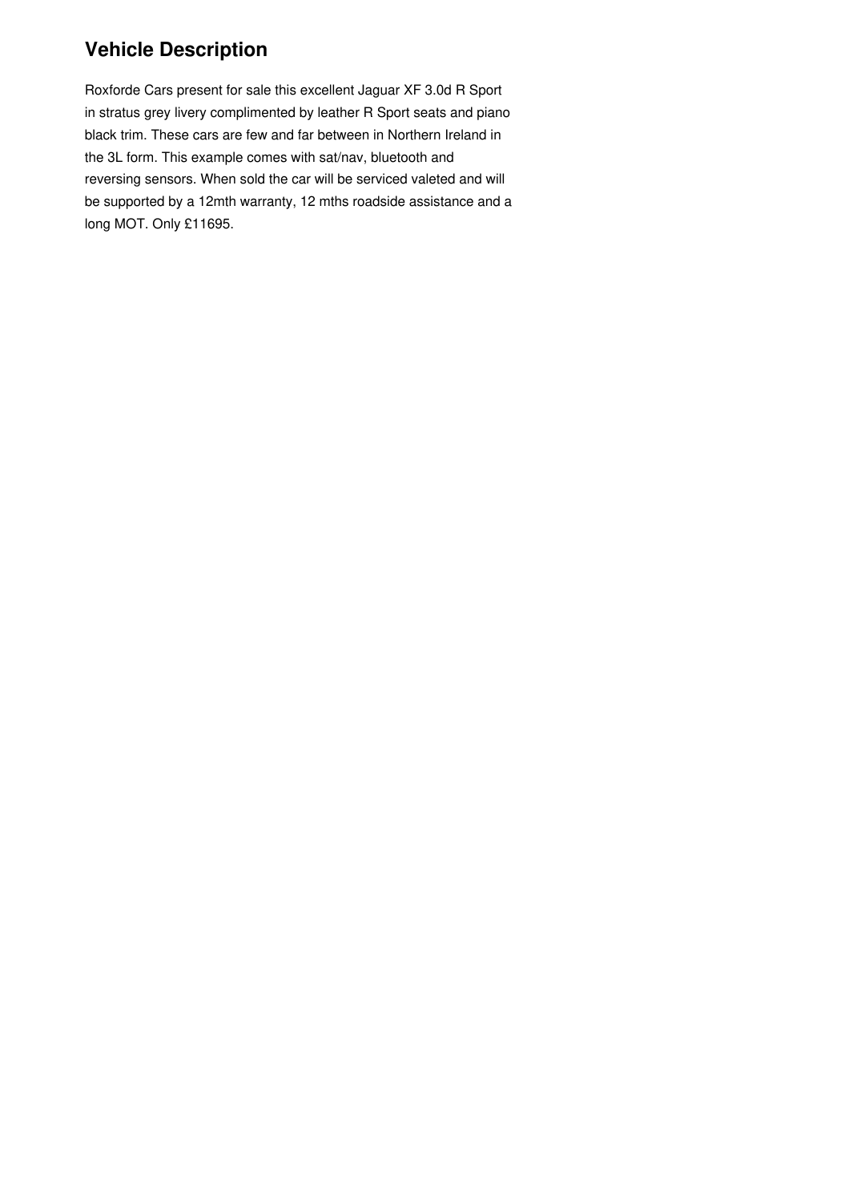## Vehicle Description

Roxforde Cars present for sale this excellent Jaguar XF 3.0d R Sport in stratus grey livery complimented by leather R Sport seats and piano black trim. These cars are few and far between in Northern Ireland in the 3L form. This example comes with sat/nav, bluetooth and reversing sensors. When sold the car will be serviced valeted and will be supported by a 12mth warranty, 12 mths roadside assistance and a long MOT. Only £11695.